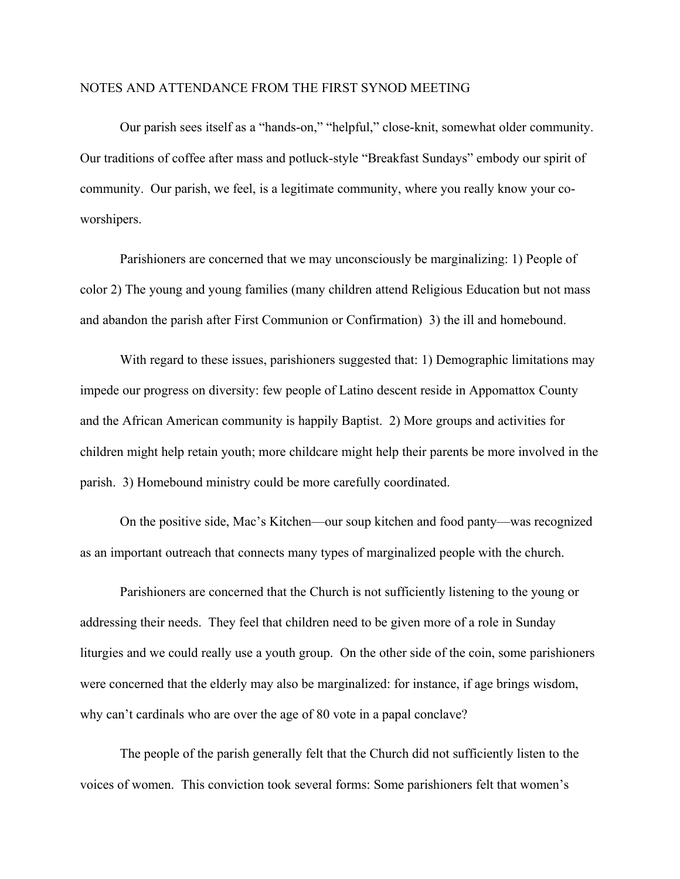# NOTES AND ATTENDANCE FROM THE FIRST SYNOD MEETING

Our parish sees itself as a "hands-on," "helpful," close-knit, somewhat older community. Our traditions of coffee after mass and potluck-style "Breakfast Sundays" embody our spirit of community. Our parish, we feel, is a legitimate community, where you really know your co-worshipers.

Parishioners are concerned that we may unconsciously be marginalizing: 1) People of color 2) The young and young families (many children attend Religious Education but not mass and abandon the parish after First Communion or Confirmation) 3) the ill and homebound.

With regard to these issues, parishioners suggested that: 1) Demographic limitations may impede our progress on diversity: few people of Latino descent reside in Appomattox County and the African American community is happily Baptist. 2) More groups and activities for children might help retain youth; more childcare might help their parents be more involved in the parish. 3) Homebound ministry could be more carefully coordinated.

On the positive side, Mac's Kitchen—our soup kitchen and food panty—was recognized as an important outreach that connects many types of marginalized people with the church.

Parishioners are concerned that the Church is not sufficiently listening to the young or addressing their needs. They feel that children need to be given more of a role in Sunday liturgies and we could really use a youth group. On the other side of the coin, some parishioners were concerned that the elderly may also be marginalized: for instance, if age brings wisdom, why can't cardinals who are over the age of 80 vote in a papal conclave?

The people of the parish generally felt that the Church did not sufficiently listen to the voices of women. This conviction took several forms: Some parishioners felt that women's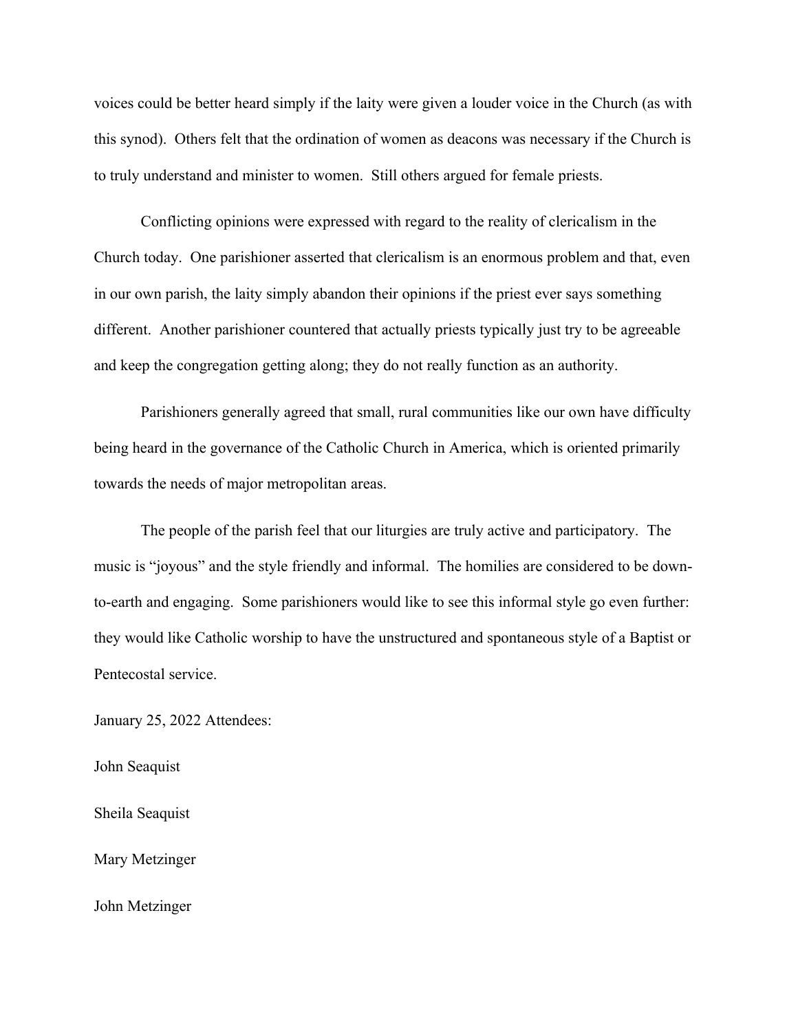voices could be better heard simply if the laity were given a louder voice in the Church (as with this synod). Others felt that the ordination of women as deacons was necessary if the Church is to truly understand and minister to women. Still others argued for female priests.

Conflicting opinions were expressed with regard to the reality of clericalism in the Church today. One parishioner asserted that clericalism is an enormous problem and that, even in our own parish, the laity simply abandon their opinions if the priest ever says something different. Another parishioner countered that actually priests typically just try to be agreeable and keep the congregation getting along; they do not really function as an authority.

Parishioners generally agreed that small, rural communities like our own have difficulty being heard in the governance of the Catholic Church in America, which is oriented primarily towards the needs of major metropolitan areas.

The people of the parish feel that our liturgies are truly active and participatory. The music is "joyous" and the style friendly and informal. The homilies are considered to be down-to-earth and engaging. Some parishioners would like to see this informal style go even further: they would like Catholic worship to have the unstructured and spontaneous style of a Baptist or Pentecostal service.

January 25, 2022 Attendees:

John Seaquist

Sheila Seaquist

Mary Metzinger

John Metzinger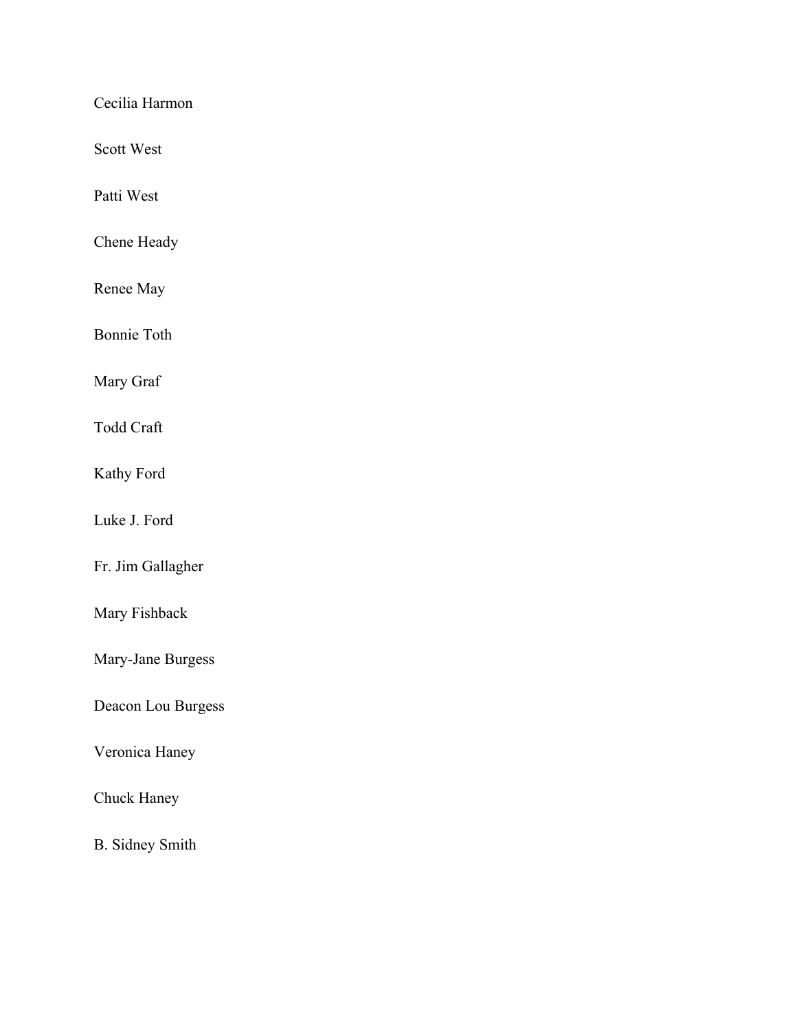Cecilia Harmon

Scott West

Patti West

Chene Heady

Renee May

Bonnie Toth

Mary Graf

Todd Craft

Kathy Ford

Luke J. Ford

Fr. Jim Gallagher

Mary Fishback

Mary-Jane Burgess

Deacon Lou Burgess

Veronica Haney

Chuck Haney

B. Sidney Smith